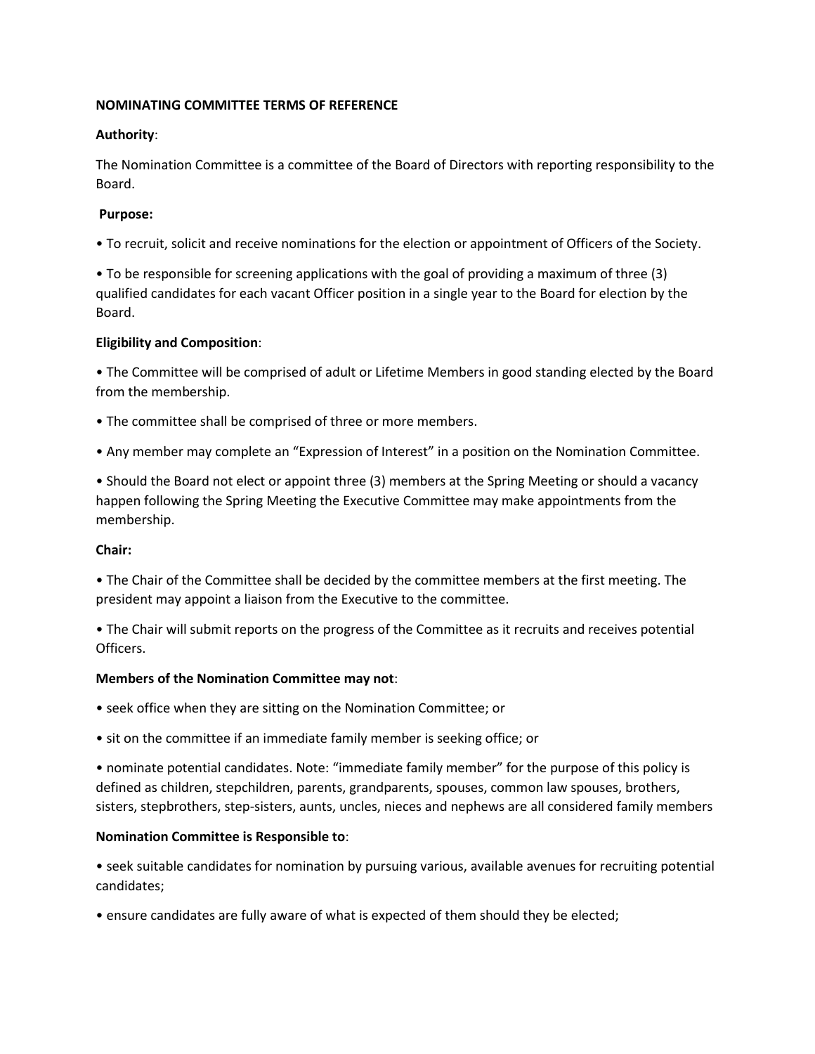**NOMINATING COMMITTEE TERMS OF REFERENCE**

**Authority**:

The Nomination Committee is a committee of the Board of Directors with reporting responsibility to the Board.

**Purpose:**

- To recruit, solicit and receive nominations for the election or appointment of Officers of the Society.
- To be responsible for screening applications with the goal of providing a maximum of three (3) qualified candidates for each vacant Officer position in a single year to the Board for election by the Board.

**Eligibility and Composition**:

- The Committee will be comprised of adult or Lifetime Members in good standing elected by the Board from the membership.
- The committee shall be comprised of three or more members.
- Any member may complete an "Expression of Interest" in a position on the Nomination Committee.
- Should the Board not elect or appoint three (3) members at the Spring Meeting or should a vacancy happen following the Spring Meeting the Executive Committee may make appointments from the membership.

**Chair:**

- The Chair of the Committee shall be decided by the committee members at the first meeting. The president may appoint a liaison from the Executive to the committee.
- The Chair will submit reports on the progress of the Committee as it recruits and receives potential Officers.

**Members of the Nomination Committee may not**:

- seek office when they are sitting on the Nomination Committee; or
- sit on the committee if an immediate family member is seeking office; or
- nominate potential candidates. Note: "immediate family member" for the purpose of this policy is defined as children, stepchildren, parents, grandparents, spouses, common law spouses, brothers, sisters, stepbrothers, step-sisters, aunts, uncles, nieces and nephews are all considered family members

**Nomination Committee is Responsible to**:

- seek suitable candidates for nomination by pursuing various, available avenues for recruiting potential candidates;
- ensure candidates are fully aware of what is expected of them should they be elected;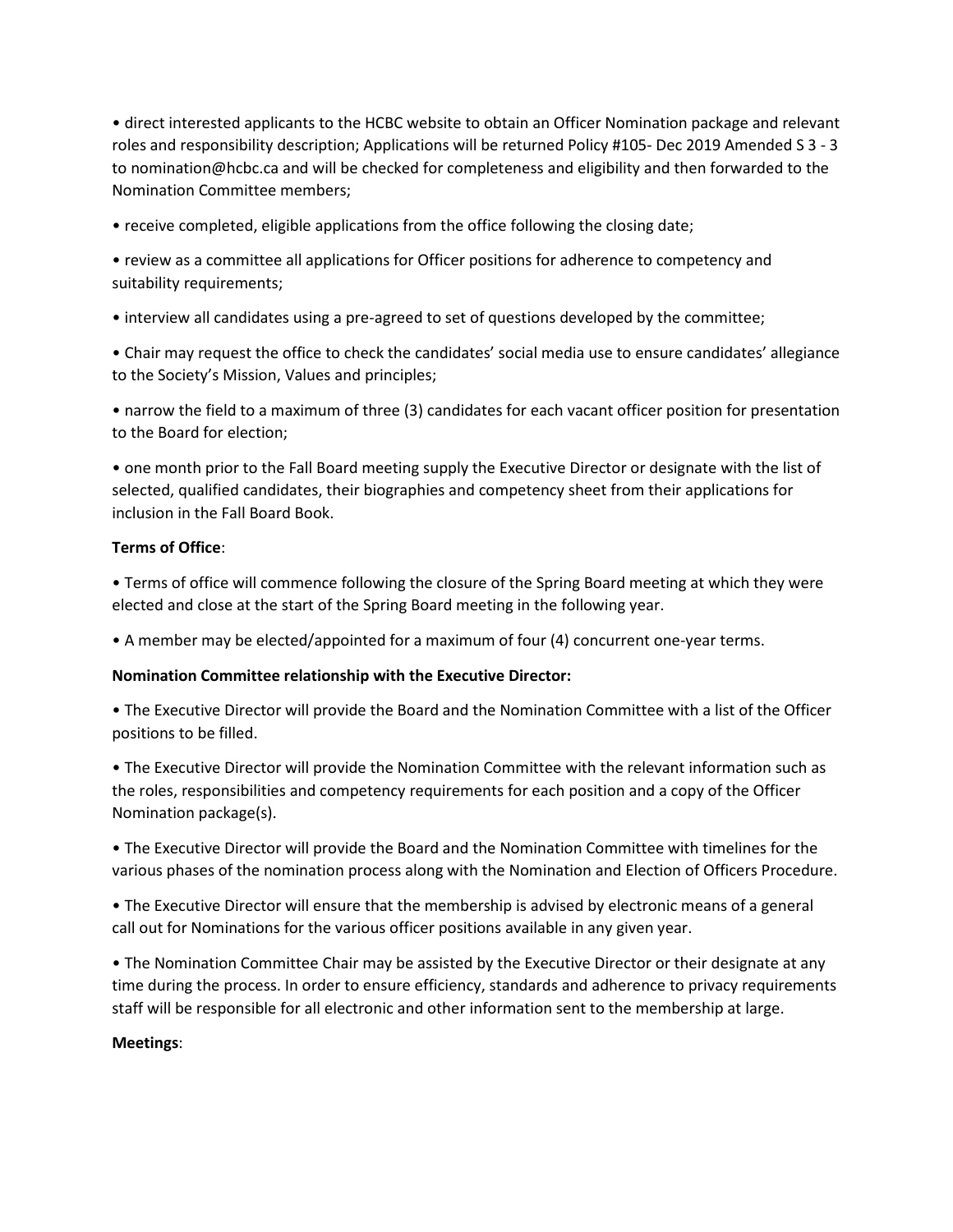- direct interested applicants to the HCBC website to obtain an Officer Nomination package and relevant roles and responsibility description; Applications will be returned Policy #105- Dec 2019 Amended S 3 - 3 to nomination@hcbc.ca and will be checked for completeness and eligibility and then forwarded to the Nomination Committee members;

- receive completed, eligible applications from the office following the closing date;

- review as a committee all applications for Officer positions for adherence to competency and suitability requirements;

- interview all candidates using a pre-agreed to set of questions developed by the committee;

- Chair may request the office to check the candidates' social media use to ensure candidates' allegiance to the Society's Mission, Values and principles;

- narrow the field to a maximum of three (3) candidates for each vacant officer position for presentation to the Board for election;

- one month prior to the Fall Board meeting supply the Executive Director or designate with the list of selected, qualified candidates, their biographies and competency sheet from their applications for inclusion in the Fall Board Book.

**Terms of Office**:

- Terms of office will commence following the closure of the Spring Board meeting at which they were elected and close at the start of the Spring Board meeting in the following year.

- A member may be elected/appointed for a maximum of four (4) concurrent one-year terms.

**Nomination Committee relationship with the Executive Director:**

- The Executive Director will provide the Board and the Nomination Committee with a list of the Officer positions to be filled.

- The Executive Director will provide the Nomination Committee with the relevant information such as the roles, responsibilities and competency requirements for each position and a copy of the Officer Nomination package(s).

- The Executive Director will provide the Board and the Nomination Committee with timelines for the various phases of the nomination process along with the Nomination and Election of Officers Procedure.

- The Executive Director will ensure that the membership is advised by electronic means of a general call out for Nominations for the various officer positions available in any given year.

- The Nomination Committee Chair may be assisted by the Executive Director or their designate at any time during the process. In order to ensure efficiency, standards and adherence to privacy requirements staff will be responsible for all electronic and other information sent to the membership at large.

**Meetings**: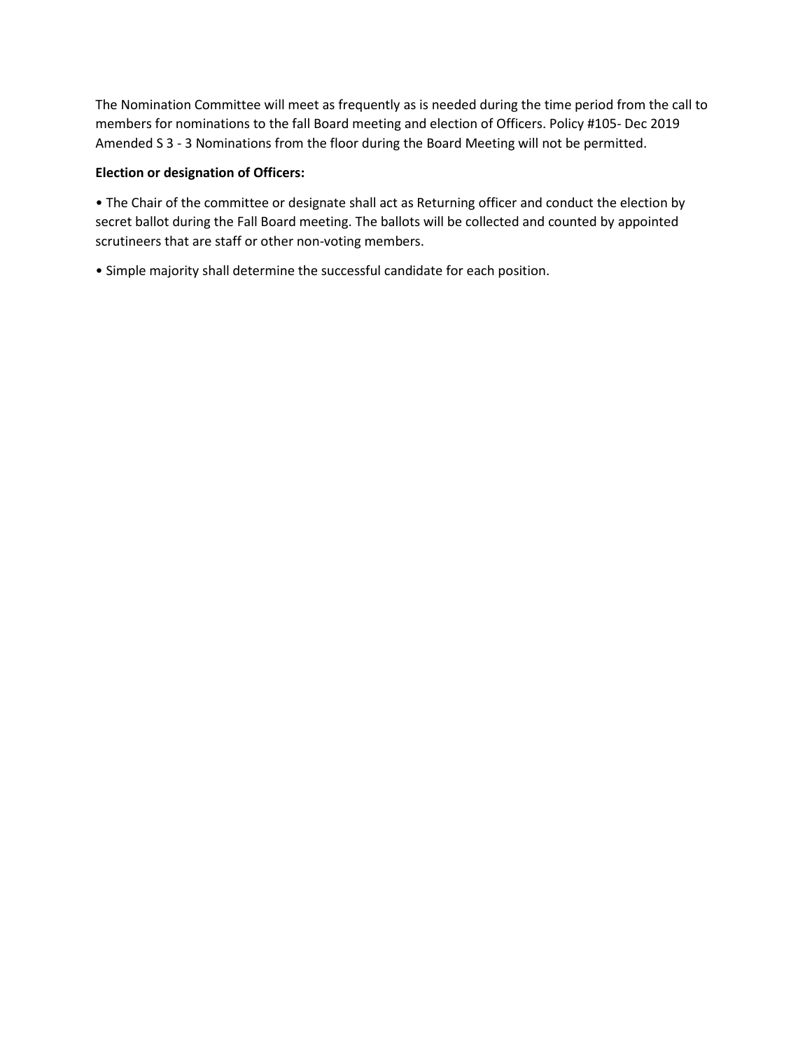The Nomination Committee will meet as frequently as is needed during the time period from the call to members for nominations to the fall Board meeting and election of Officers. Policy #105- Dec 2019 Amended S 3 - 3 Nominations from the floor during the Board Meeting will not be permitted.

**Election or designation of Officers:**

• The Chair of the committee or designate shall act as Returning officer and conduct the election by secret ballot during the Fall Board meeting. The ballots will be collected and counted by appointed scrutineers that are staff or other non-voting members.

• Simple majority shall determine the successful candidate for each position.